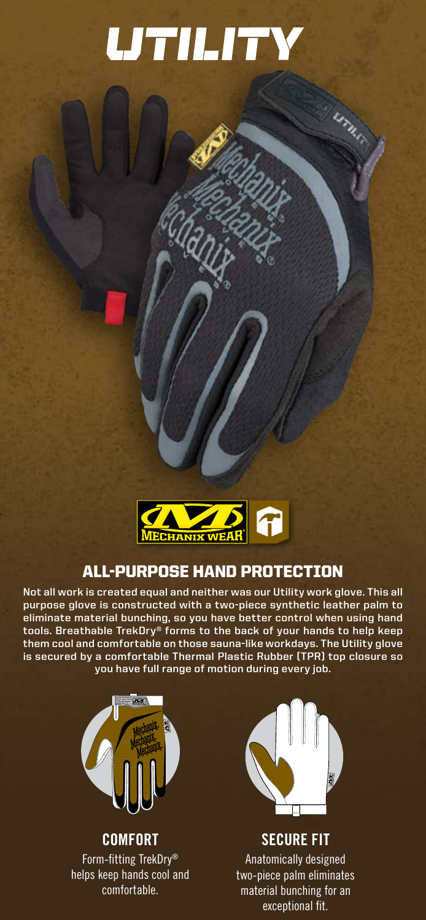# UTILITY

## ALL-PURPOSE HAND PROTECTION

**Not all work is created equal and neither was our Utility work glove. This all purpose glove is constructed with a two-piece synthetic leather palm to eliminate material bunching, so you have better control when using hand tools. Breathable TrekDry® forms to the back of your hands to help keep them cool and comfortable on those sauna-like workdays. The Utility glove is secured by a comfortable Thermal Plastic Rubber (TPR) top closure so you have full range of motion during every job.**

### COMFORT

Form-fitting TrekDry® helps keep hands cool and comfortable.

### SECURE FIT

Anatomically designed two-piece palm eliminates material bunching for an exceptional fit.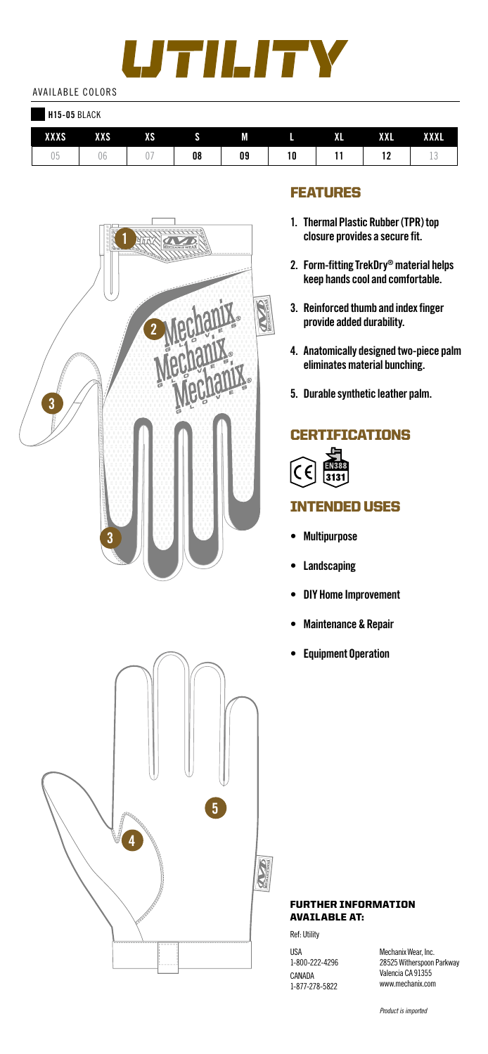# UTILITY

AVAILABLE COLORS

**H15-05** BLACK

| XXXS | XXS | XS | S | M | L | XL | XXL | XXXL |
|---|---|---|---|---|---|---|---|---|
| 05 | 06 | 07 | 08 | 09 | 10 | 11 | 12 | 13 |

## FEATURES

1. **Thermal Plastic Rubber (TPR) top closure provides a secure fit.**
2. **Form-fitting TrekDry® material helps keep hands cool and comfortable.**
3. **Reinforced thumb and index finger provide added durability.**
4. **Anatomically designed two-piece palm eliminates material bunching.**
5. **Durable synthetic leather palm.**

## CERTIFICATIONS

CE EN388 3131

## INTENDED USES

- **Multipurpose**
- **Landscaping**
- **DIY Home Improvement**
- **Maintenance & Repair**
- **Equipment Operation**

### FURTHER INFORMATION AVAILABLE AT:

Ref: Utility

USA
1-800-222-4296

CANADA
1-877-278-5822

Mechanix Wear, Inc.
28525 Witherspoon Parkway
Valencia CA 91355
www.mechanix.com

*Product is imported*